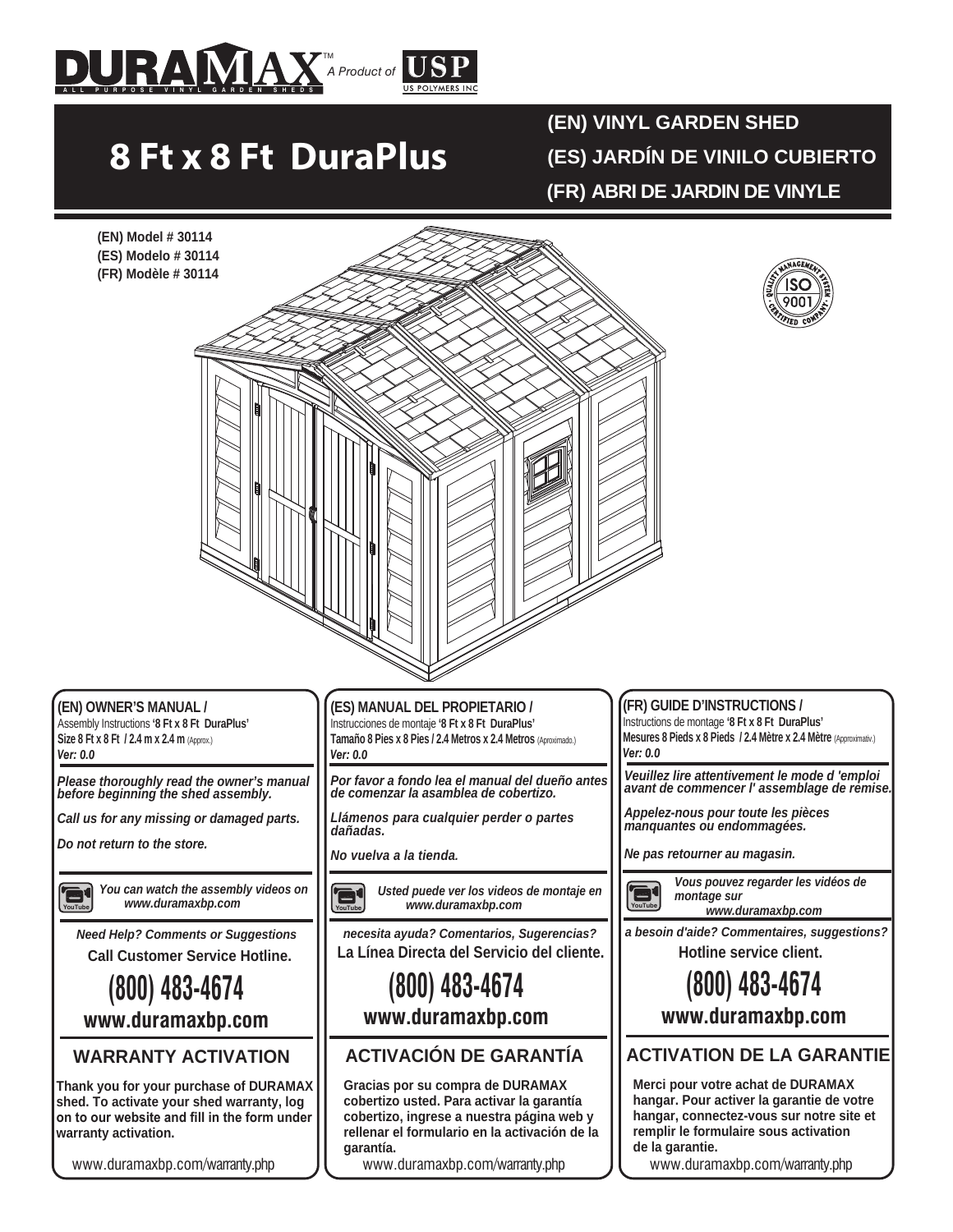DURAMAX™ ALL PURPOSE VINYL GARDEN SHEDS — A Product of USP US POLYMERS INC

# 8 Ft x 8 Ft DuraPlus

**(EN) VINYL GARDEN SHED**

**(ES) JARDÍN DE VINILO CUBIERTO**

**(FR) ABRI DE JARDIN DE VINYLE**

**(EN) Model # 30114**
**(ES) Modelo # 30114**
**(FR) Modèle # 30114**

ISO 9001 — QUALITY MANAGEMENT SYSTEM — CERTIFIED COMPANY

## (EN) OWNER'S MANUAL /

Assembly Instructions **'8 Ft x 8 Ft DuraPlus'**
**Size 8 Ft x 8 Ft / 2.4 m x 2.4 m** (Approx.)
*Ver: 0.0*

***Please thoroughly read the owner's manual before beginning the shed assembly.***

***Call us for any missing or damaged parts.***

***Do not return to the store.***

YouTube ***You can watch the assembly videos on www.duramaxbp.com***

***Need Help? Comments or Suggestions***

**Call Customer Service Hotline.**

**(800) 483-4674**

**www.duramaxbp.com**

### WARRANTY ACTIVATION

**Thank you for your purchase of DURAMAX shed. To activate your shed warranty, log on to our website and fill in the form under warranty activation.**

www.duramaxbp.com/warranty.php

## (ES) MANUAL DEL PROPIETARIO /

Instrucciones de montaje **'8 Ft x 8 Ft DuraPlus'**
**Tamaño 8 Pies x 8 Pies / 2.4 Metros x 2.4 Metros** (Aproximado.)
*Ver: 0.0*

***Por favor a fondo lea el manual del dueño antes de comenzar la asamblea de cobertizo.***

***Llámenos para cualquier perder o partes dañadas.***

***No vuelva a la tienda.***

YouTube ***Usted puede ver los videos de montaje en www.duramaxbp.com***

***necesita ayuda? Comentarios, Sugerencias?***

**La Línea Directa del Servicio del cliente.**

**(800) 483-4674**

**www.duramaxbp.com**

### ACTIVACIÓN DE GARANTÍA

**Gracias por su compra de DURAMAX cobertizo usted. Para activar la garantía cobertizo, ingrese a nuestra página web y rellenar el formulario en la activación de la garantía.**

www.duramaxbp.com/warranty.php

## (FR) GUIDE D'INSTRUCTIONS /

Instructions de montage **'8 Ft x 8 Ft DuraPlus'**
**Mesures 8 Pieds x 8 Pieds / 2.4 Mètre x 2.4 Mètre** (Approximativ.)
*Ver: 0.0*

***Veuillez lire attentivement le mode d 'emploi avant de commencer l' assemblage de remise.***

***Appelez-nous pour toute les pièces manquantes ou endommagées.***

***Ne pas retourner au magasin.***

YouTube ***Vous pouvez regarder les vidéos de montage sur www.duramaxbp.com***

***a besoin d'aide? Commentaires, suggestions?***

**Hotline service client.**

**(800) 483-4674**

**www.duramaxbp.com**

### ACTIVATION DE LA GARANTIE

**Merci pour votre achat de DURAMAX hangar. Pour activer la garantie de votre hangar, connectez-vous sur notre site et remplir le formulaire sous activation de la garantie.**

www.duramaxbp.com/warranty.php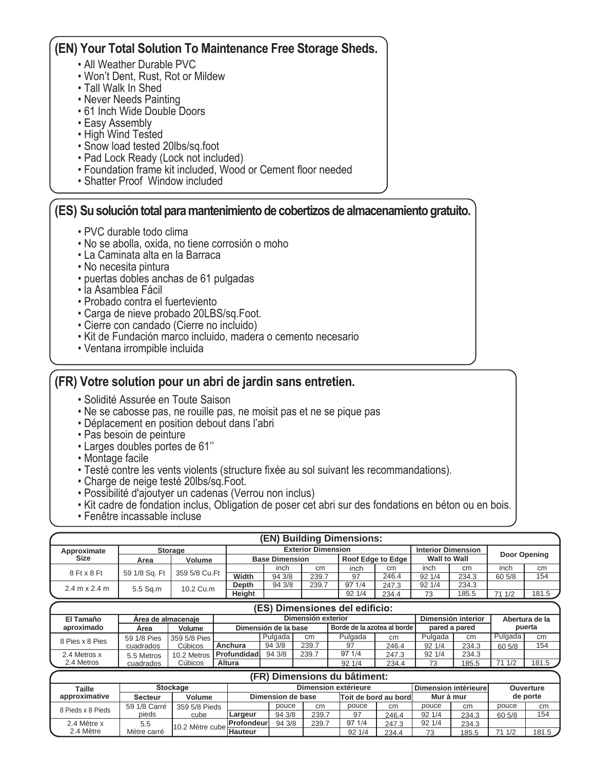## (EN) Your Total Solution To Maintenance Free Storage Sheds.

- All Weather Durable PVC
- Won't Dent, Rust, Rot or Mildew
- Tall Walk In Shed
- Never Needs Painting
- 61 Inch Wide Double Doors
- Easy Assembly
- High Wind Tested
- Snow load tested 20lbs/sq.foot
- Pad Lock Ready (Lock not included)
- Foundation frame kit included, Wood or Cement floor needed
- Shatter Proof Window included

## (ES) Su solución total para mantenimiento de cobertizos de almacenamiento gratuito.

- PVC durable todo clima
- No se abolla, oxida, no tiene corrosión o moho
- La Caminata alta en la Barraca
- No necesita pintura
- puertas dobles anchas de 61 pulgadas
- la Asamblea Fácil
- Probado contra el fuerteviento
- Carga de nieve probado 20LBS/sq.Foot.
- Cierre con candado (Cierre no incluido)
- Kit de Fundación marco incluido, madera o cemento necesario
- Ventana irrompible incluida

## (FR) Votre solution pour un abri de jardin sans entretien.

- Solidité Assurée en Toute Saison
- Ne se cabosse pas, ne rouille pas, ne moisit pas et ne se pique pas
- Déplacement en position debout dans l'abri
- Pas besoin de peinture
- Larges doubles portes de 61''
- Montage facile
- Testé contre les vents violents (structure fixée au sol suivant les recommandations).
- Charge de neige testé 20lbs/sq.Foot.
- Possibilité d'ajoutyer un cadenas (Verrou non inclus)
- Kit cadre de fondation inclus, Obligation de poser cet abri sur des fondations en béton ou en bois.
- Fenêtre incassable incluse

### (EN) Building Dimensions:

| Approximate Size | Storage | | Exterior Dimension | | | | | Interior Dimension | | Door Opening | |
|---|---|---|---|---|---|---|---|---|---|---|---|
| | Area | Volume | Base Dimension | | | Roof Edge to Edge | | Wall to Wall | | | |
| | | | | inch | cm | inch | cm | inch | cm | inch | cm |
| 8 Ft x 8 Ft | 59 1/8 Sq. Ft | 359 5/8 Cu.Ft | Width | 94 3/8 | 239.7 | 97 | 246.4 | 92 1/4 | 234.3 | 60 5/8 | 154 |
| 2.4 m x 2.4 m | 5.5 Sq.m | 10.2 Cu.m | Depth | 94 3/8 | 239.7 | 97 1/4 | 247.3 | 92 1/4 | 234.3 | | |
| | | | Height | | | 92 1/4 | 234.4 | 73 | 185.5 | 71 1/2 | 181.5 |

### (ES) Dimensiones del edificio:

| El Tamaño aproximado | Área de almacenaje | | Dimensión exterior | | | | | Dimensión interior | | Abertura de la puerta | |
|---|---|---|---|---|---|---|---|---|---|---|---|
| | Área | Volume | Dimensión de la base | | | Borde de la azotea al borde | | pared a pared | | | |
| | | | | Pulgada | cm | Pulgada | cm | Pulgada | cm | Pulgada | cm |
| 8 Pies x 8 Pies | 59 1/8 Pies cuadrados | 359 5/8 Pies Cúbicos | Anchura | 94 3/8 | 239.7 | 97 | 246.4 | 92 1/4 | 234.3 | 60 5/8 | 154 |
| 2.4 Metros x 2.4 Metros | 5.5 Metros cuadrados | 10.2 Metros Cúbicos | Profundidad | 94 3/8 | 239.7 | 97 1/4 | 247.3 | 92 1/4 | 234.3 | | |
| | | | Altura | | | 92 1/4 | 234.4 | 73 | 185.5 | 71 1/2 | 181.5 |

### (FR) Dimensions du bâtiment:

| Taille approximative | Stockage | | Dimension extérieure | | | | | Dimension intérieure | | Ouverture de porte | |
|---|---|---|---|---|---|---|---|---|---|---|---|
| | Secteur | Volume | Dimension de base | | | Toit de bord au bord | | Mur à mur | | | |
| | | | | pouce | cm | pouce | cm | pouce | cm | pouce | cm |
| 8 Pieds x 8 Pieds | 59 1/8 Carré pieds | 359 5/8 Pieds cube | Largeur | 94 3/8 | 239.7 | 97 | 246.4 | 92 1/4 | 234.3 | 60 5/8 | 154 |
| 2.4 Mètre x 2.4 Mètre | 5.5 Mètre carré | 10.2 Mètre cube | Profondeur | 94 3/8 | 239.7 | 97 1/4 | 247.3 | 92 1/4 | 234.3 | | |
| | | | Hauteur | | | 92 1/4 | 234.4 | 73 | 185.5 | 71 1/2 | 181.5 |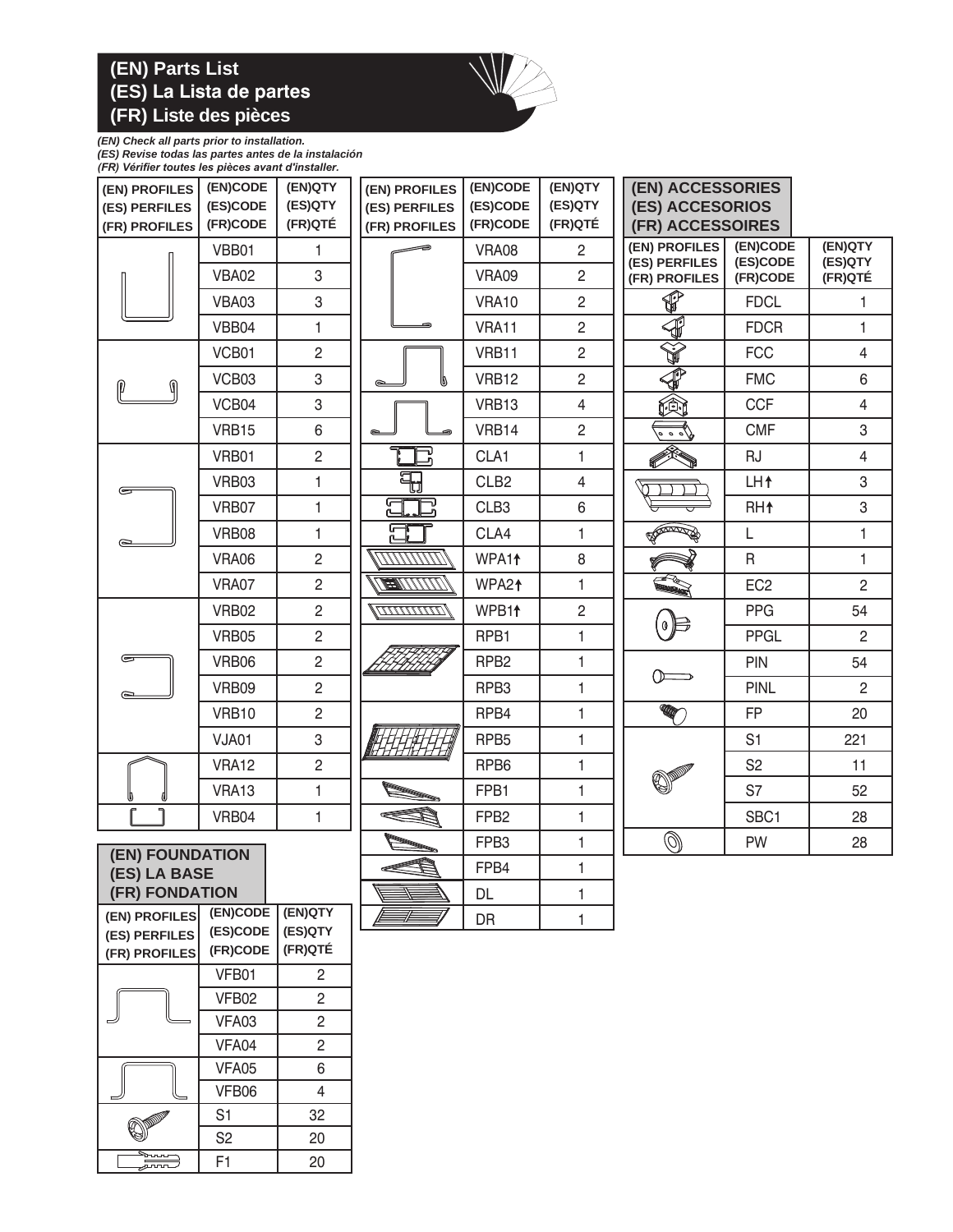## (EN) Parts List
## (ES) La Lista de partes
## (FR) Liste des pièces

*(EN) Check all parts prior to installation.*
*(ES) Revise todas las partes antes de la instalación*
*(FR) Vérifier toutes les pièces avant d'installer.*

| (EN) PROFILES (ES) PERFILES (FR) PROFILES | (EN)CODE (ES)CODE (FR)CODE | (EN)QTY (ES)QTY (FR)QTÉ |
|---|---|---|
| | VBB01 | 1 |
| | VBA02 | 3 |
| | VBA03 | 3 |
| | VBB04 | 1 |
| | VCB01 | 2 |
| | VCB03 | 3 |
| | VCB04 | 3 |
| | VRB15 | 6 |
| | VRB01 | 2 |
| | VRB03 | 1 |
| | VRB07 | 1 |
| | VRB08 | 1 |
| | VRA06 | 2 |
| | VRA07 | 2 |
| | VRB02 | 2 |
| | VRB05 | 2 |
| | VRB06 | 2 |
| | VRB09 | 2 |
| | VRB10 | 2 |
| | VJA01 | 3 |
| | VRA12 | 2 |
| | VRA13 | 1 |
| | VRB04 | 1 |

| (EN) PROFILES (ES) PERFILES (FR) PROFILES | (EN)CODE (ES)CODE (FR)CODE | (EN)QTY (ES)QTY (FR)QTÉ |
|---|---|---|
| | VRA08 | 2 |
| | VRA09 | 2 |
| | VRA10 | 2 |
| | VRA11 | 2 |
| | VRB11 | 2 |
| | VRB12 | 2 |
| | VRB13 | 4 |
| | VRB14 | 2 |
| | CLA1 | 1 |
| | CLB2 | 4 |
| | CLB3 | 6 |
| | CLA4 | 1 |
| | WPA1↑ | 8 |
| | WPA2↑ | 1 |
| | WPB1↑ | 2 |
| | RPB1 | 1 |
| | RPB2 | 1 |
| | RPB3 | 1 |
| | RPB4 | 1 |
| | RPB5 | 1 |
| | RPB6 | 1 |
| | FPB1 | 1 |
| | FPB2 | 1 |
| | FPB3 | 1 |
| | FPB4 | 1 |
| | DL | 1 |
| | DR | 1 |

### (EN) FOUNDATION
### (ES) LA BASE
### (FR) FONDATION

| (EN) PROFILES (ES) PERFILES (FR) PROFILES | (EN)CODE (ES)CODE (FR)CODE | (EN)QTY (ES)QTY (FR)QTÉ |
|---|---|---|
| | VFB01 | 2 |
| | VFB02 | 2 |
| | VFA03 | 2 |
| | VFA04 | 2 |
| | VFA05 | 6 |
| | VFB06 | 4 |
| | S1 | 32 |
| | S2 | 20 |
| | F1 | 20 |

### (EN) ACCESSORIES
### (ES) ACCESORIOS
### (FR) ACCESSOIRES

| (EN) PROFILES (ES) PERFILES (FR) PROFILES | (EN)CODE (ES)CODE (FR)CODE | (EN)QTY (ES)QTY (FR)QTÉ |
|---|---|---|
| | FDCL | 1 |
| | FDCR | 1 |
| | FCC | 4 |
| | FMC | 6 |
| | CCF | 4 |
| | CMF | 3 |
| | RJ | 4 |
| | LH↑ | 3 |
| | RH↑ | 3 |
| | L | 1 |
| | R | 1 |
| | EC2 | 2 |
| | PPG | 54 |
| | PPGL | 2 |
| | PIN | 54 |
| | PINL | 2 |
| | FP | 20 |
| | S1 | 221 |
| | S2 | 11 |
| | S7 | 52 |
| | SBC1 | 28 |
| | PW | 28 |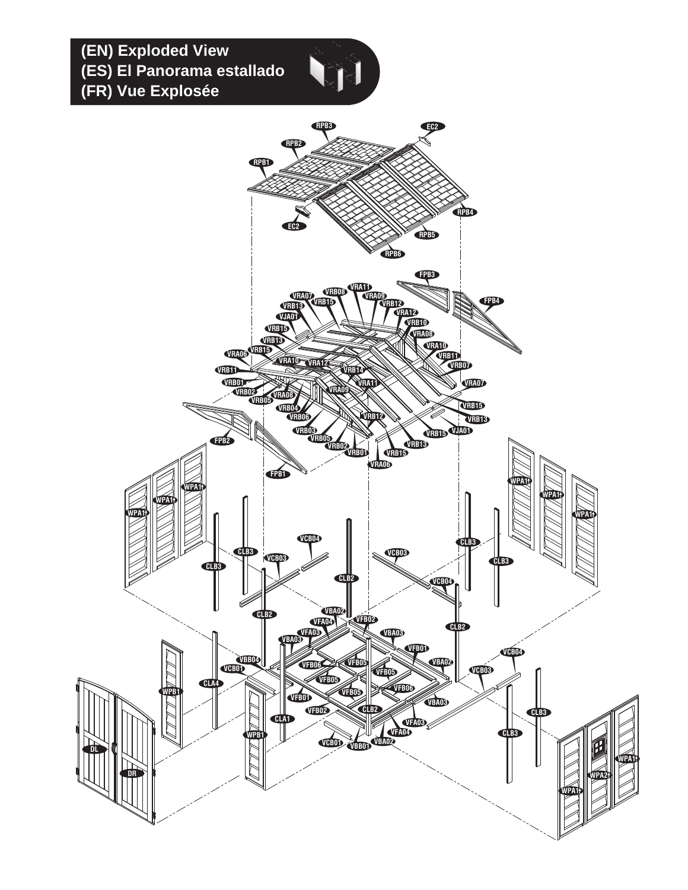# (EN) Exploded View
# (ES) El Panorama estallado
# (FR) Vue Explosée